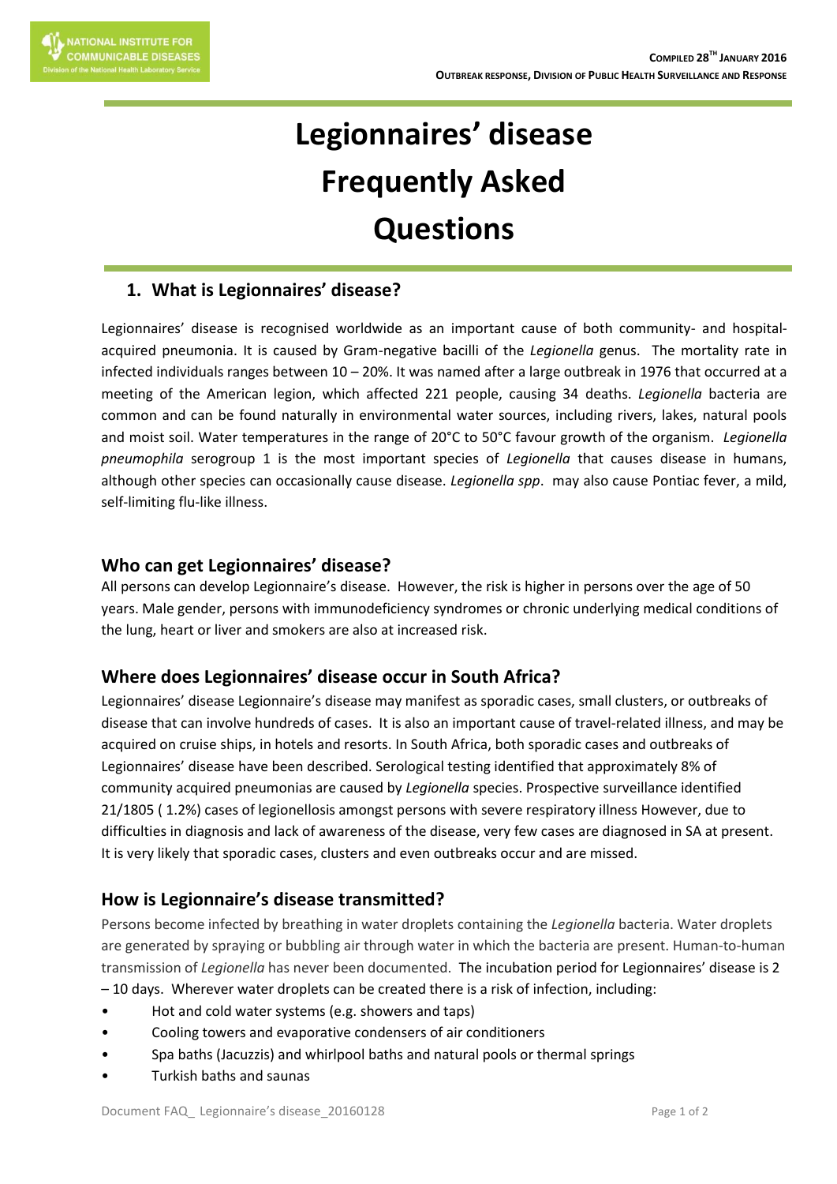# Legionnaires' disease Frequently Asked Questions

## 1. What is Legionnaires' disease?

Legionnaires' disease is recognised worldwide as an important cause of both community- and hospital-acquired pneumonia. It is caused by Gram-negative bacilli of the *Legionella* genus. The mortality rate in infected individuals ranges between 10 – 20%. It was named after a large outbreak in 1976 that occurred at a meeting of the American legion, which affected 221 people, causing 34 deaths. *Legionella* bacteria are common and can be found naturally in environmental water sources, including rivers, lakes, natural pools and moist soil. Water temperatures in the range of 20°C to 50°C favour growth of the organism. *Legionella pneumophila* serogroup 1 is the most important species of *Legionella* that causes disease in humans, although other species can occasionally cause disease. *Legionella spp*. may also cause Pontiac fever, a mild, self-limiting flu-like illness.

## Who can get Legionnaires' disease?

All persons can develop Legionnaire's disease. However, the risk is higher in persons over the age of 50 years. Male gender, persons with immunodeficiency syndromes or chronic underlying medical conditions of the lung, heart or liver and smokers are also at increased risk.

## Where does Legionnaires' disease occur in South Africa?

Legionnaires' disease Legionnaire's disease may manifest as sporadic cases, small clusters, or outbreaks of disease that can involve hundreds of cases. It is also an important cause of travel-related illness, and may be acquired on cruise ships, in hotels and resorts. In South Africa, both sporadic cases and outbreaks of Legionnaires' disease have been described. Serological testing identified that approximately 8% of community acquired pneumonias are caused by *Legionella* species. Prospective surveillance identified 21/1805 ( 1.2%) cases of legionellosis amongst persons with severe respiratory illness However, due to difficulties in diagnosis and lack of awareness of the disease, very few cases are diagnosed in SA at present. It is very likely that sporadic cases, clusters and even outbreaks occur and are missed.

## How is Legionnaire's disease transmitted?

Persons become infected by breathing in water droplets containing the *Legionella* bacteria. Water droplets are generated by spraying or bubbling air through water in which the bacteria are present. Human-to-human transmission of *Legionella* has never been documented. The incubation period for Legionnaires' disease is 2 – 10 days. Wherever water droplets can be created there is a risk of infection, including:

- Hot and cold water systems (e.g. showers and taps)
- Cooling towers and evaporative condensers of air conditioners
- Spa baths (Jacuzzis) and whirlpool baths and natural pools or thermal springs
- Turkish baths and saunas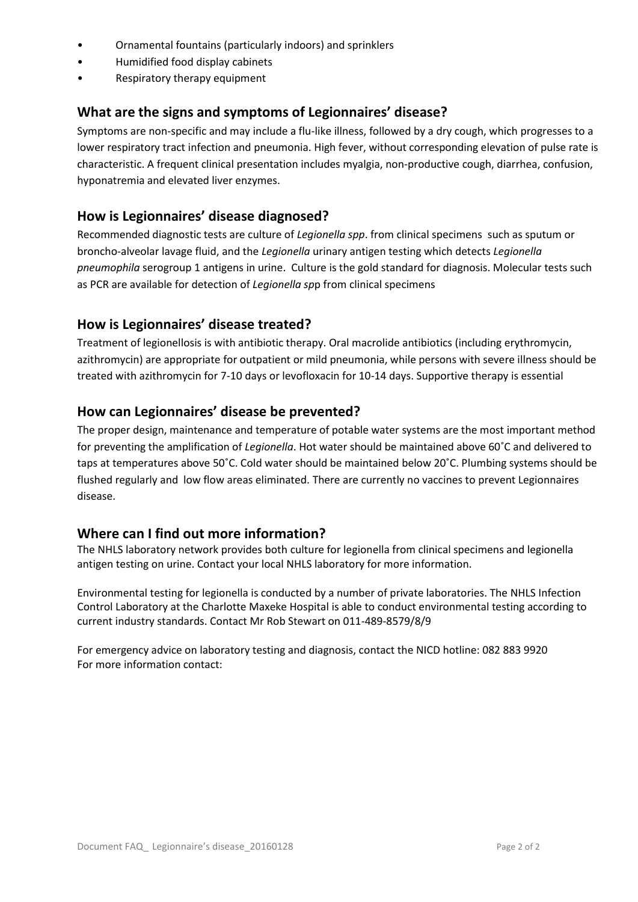- Ornamental fountains (particularly indoors) and sprinklers
- Humidified food display cabinets
- Respiratory therapy equipment

## What are the signs and symptoms of Legionnaires' disease?

Symptoms are non-specific and may include a flu-like illness, followed by a dry cough, which progresses to a lower respiratory tract infection and pneumonia. High fever, without corresponding elevation of pulse rate is characteristic. A frequent clinical presentation includes myalgia, non-productive cough, diarrhea, confusion, hyponatremia and elevated liver enzymes.

## How is Legionnaires' disease diagnosed?

Recommended diagnostic tests are culture of *Legionella spp*. from clinical specimens such as sputum or broncho-alveolar lavage fluid, and the *Legionella* urinary antigen testing which detects *Legionella pneumophila* serogroup 1 antigens in urine. Culture is the gold standard for diagnosis. Molecular tests such as PCR are available for detection of *Legionella sp*p from clinical specimens

## How is Legionnaires' disease treated?

Treatment of legionellosis is with antibiotic therapy. Oral macrolide antibiotics (including erythromycin, azithromycin) are appropriate for outpatient or mild pneumonia, while persons with severe illness should be treated with azithromycin for 7-10 days or levofloxacin for 10-14 days. Supportive therapy is essential

## How can Legionnaires' disease be prevented?

The proper design, maintenance and temperature of potable water systems are the most important method for preventing the amplification of *Legionella*. Hot water should be maintained above 60˚C and delivered to taps at temperatures above 50˚C. Cold water should be maintained below 20˚C. Plumbing systems should be flushed regularly and low flow areas eliminated. There are currently no vaccines to prevent Legionnaires disease.

## Where can I find out more information?

The NHLS laboratory network provides both culture for legionella from clinical specimens and legionella antigen testing on urine. Contact your local NHLS laboratory for more information.

Environmental testing for legionella is conducted by a number of private laboratories. The NHLS Infection Control Laboratory at the Charlotte Maxeke Hospital is able to conduct environmental testing according to current industry standards. Contact Mr Rob Stewart on 011-489-8579/8/9

For emergency advice on laboratory testing and diagnosis, contact the NICD hotline: 082 883 9920
For more information contact: